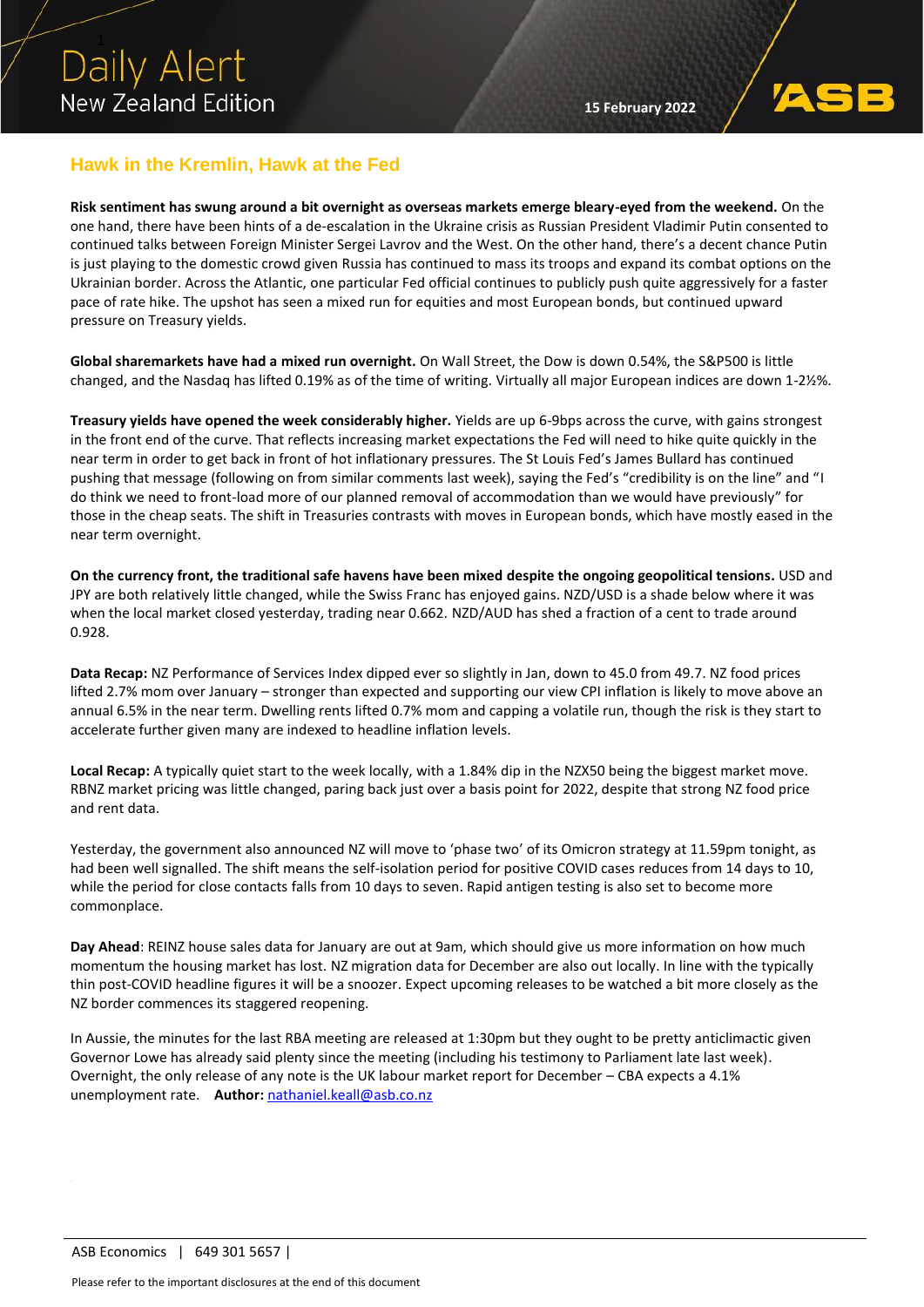# Daily Alert
New Zealand Edition

15 February 2022

## Hawk in the Kremlin, Hawk at the Fed

**Risk sentiment has swung around a bit overnight as overseas markets emerge bleary-eyed from the weekend.** On the one hand, there have been hints of a de-escalation in the Ukraine crisis as Russian President Vladimir Putin consented to continued talks between Foreign Minister Sergei Lavrov and the West. On the other hand, there's a decent chance Putin is just playing to the domestic crowd given Russia has continued to mass its troops and expand its combat options on the Ukrainian border. Across the Atlantic, one particular Fed official continues to publicly push quite aggressively for a faster pace of rate hike. The upshot has seen a mixed run for equities and most European bonds, but continued upward pressure on Treasury yields.

**Global sharemarkets have had a mixed run overnight.** On Wall Street, the Dow is down 0.54%, the S&P500 is little changed, and the Nasdaq has lifted 0.19% as of the time of writing. Virtually all major European indices are down 1-2½%.

**Treasury yields have opened the week considerably higher.** Yields are up 6-9bps across the curve, with gains strongest in the front end of the curve. That reflects increasing market expectations the Fed will need to hike quite quickly in the near term in order to get back in front of hot inflationary pressures. The St Louis Fed's James Bullard has continued pushing that message (following on from similar comments last week), saying the Fed's "credibility is on the line" and "I do think we need to front-load more of our planned removal of accommodation than we would have previously" for those in the cheap seats. The shift in Treasuries contrasts with moves in European bonds, which have mostly eased in the near term overnight.

**On the currency front, the traditional safe havens have been mixed despite the ongoing geopolitical tensions.** USD and JPY are both relatively little changed, while the Swiss Franc has enjoyed gains. NZD/USD is a shade below where it was when the local market closed yesterday, trading near 0.662. NZD/AUD has shed a fraction of a cent to trade around 0.928.

**Data Recap:** NZ Performance of Services Index dipped ever so slightly in Jan, down to 45.0 from 49.7. NZ food prices lifted 2.7% mom over January – stronger than expected and supporting our view CPI inflation is likely to move above an annual 6.5% in the near term. Dwelling rents lifted 0.7% mom and capping a volatile run, though the risk is they start to accelerate further given many are indexed to headline inflation levels.

**Local Recap:** A typically quiet start to the week locally, with a 1.84% dip in the NZX50 being the biggest market move. RBNZ market pricing was little changed, paring back just over a basis point for 2022, despite that strong NZ food price and rent data.

Yesterday, the government also announced NZ will move to 'phase two' of its Omicron strategy at 11.59pm tonight, as had been well signalled. The shift means the self-isolation period for positive COVID cases reduces from 14 days to 10, while the period for close contacts falls from 10 days to seven. Rapid antigen testing is also set to become more commonplace.

**Day Ahead**: REINZ house sales data for January are out at 9am, which should give us more information on how much momentum the housing market has lost. NZ migration data for December are also out locally. In line with the typically thin post-COVID headline figures it will be a snoozer. Expect upcoming releases to be watched a bit more closely as the NZ border commences its staggered reopening.

In Aussie, the minutes for the last RBA meeting are released at 1:30pm but they ought to be pretty anticlimactic given Governor Lowe has already said plenty since the meeting (including his testimony to Parliament late last week). Overnight, the only release of any note is the UK labour market report for December – CBA expects a 4.1% unemployment rate. **Author:** nathaniel.keall@asb.co.nz

ASB Economics | 649 301 5657 |

Please refer to the important disclosures at the end of this document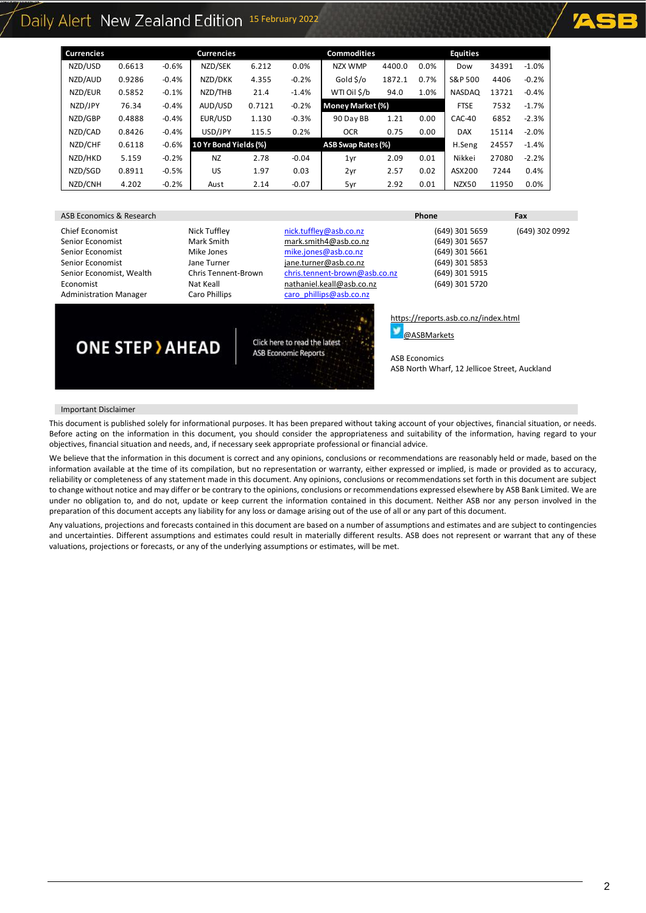| Currencies | | | Currencies | | | Commodities | | | Equities | | |
|---|---|---|---|---|---|---|---|---|---|---|---|
| NZD/USD | 0.6613 | -0.6% | NZD/SEK | 6.212 | 0.0% | NZX WMP | 4400.0 | 0.0% | Dow | 34391 | -1.0% |
| NZD/AUD | 0.9286 | -0.4% | NZD/DKK | 4.355 | -0.2% | Gold $/o | 1872.1 | 0.7% | S&P 500 | 4406 | -0.2% |
| NZD/EUR | 0.5852 | -0.1% | NZD/THB | 21.4 | -1.4% | WTI Oil $/b | 94.0 | 1.0% | NASDAQ | 13721 | -0.4% |
| NZD/JPY | 76.34 | -0.4% | AUD/USD | 0.7121 | -0.2% | **Money Market (%)** | | | FTSE | 7532 | -1.7% |
| NZD/GBP | 0.4888 | -0.4% | EUR/USD | 1.130 | -0.3% | 90 Day BB | 1.21 | 0.00 | CAC-40 | 6852 | -2.3% |
| NZD/CAD | 0.8426 | -0.4% | USD/JPY | 115.5 | 0.2% | OCR | 0.75 | 0.00 | DAX | 15114 | -2.0% |
| NZD/CHF | 0.6118 | -0.6% | **10 Yr Bond Yields (%)** | | | **ASB Swap Rates (%)** | | | H.Seng | 24557 | -1.4% |
| NZD/HKD | 5.159 | -0.2% | NZ | 2.78 | -0.04 | 1yr | 2.09 | 0.01 | Nikkei | 27080 | -2.2% |
| NZD/SGD | 0.8911 | -0.5% | US | 1.97 | 0.03 | 2yr | 2.57 | 0.02 | ASX200 | 7244 | 0.4% |
| NZD/CNH | 4.202 | -0.2% | Aust | 2.14 | -0.07 | 5yr | 2.92 | 0.01 | NZX50 | 11950 | 0.0% |

| ASB Economics & Research | | | Phone | Fax |
|---|---|---|---|---|
| Chief Economist | Nick Tuffley | nick.tuffley@asb.co.nz | (649) 301 5659 | (649) 302 0992 |
| Senior Economist | Mark Smith | mark.smith4@asb.co.nz | (649) 301 5657 | |
| Senior Economist | Mike Jones | mike.jones@asb.co.nz | (649) 301 5661 | |
| Senior Economist | Jane Turner | jane.turner@asb.co.nz | (649) 301 5853 | |
| Senior Economist, Wealth | Chris Tennent-Brown | chris.tennent-brown@asb.co.nz | (649) 301 5915 | |
| Economist | Nat Keall | nathaniel.keall@asb.co.nz | (649) 301 5720 | |
| Administration Manager | Caro Phillips | caro_phillips@asb.co.nz | | |

ONE STEP ❯ AHEAD

Click here to read the latest ASB Economic Reports

https://reports.asb.co.nz/index.html

@ASBMarkets

ASB Economics
ASB North Wharf, 12 Jellicoe Street, Auckland

## Important Disclaimer

This document is published solely for informational purposes. It has been prepared without taking account of your objectives, financial situation, or needs. Before acting on the information in this document, you should consider the appropriateness and suitability of the information, having regard to your objectives, financial situation and needs, and, if necessary seek appropriate professional or financial advice.

We believe that the information in this document is correct and any opinions, conclusions or recommendations are reasonably held or made, based on the information available at the time of its compilation, but no representation or warranty, either expressed or implied, is made or provided as to accuracy, reliability or completeness of any statement made in this document. Any opinions, conclusions or recommendations set forth in this document are subject to change without notice and may differ or be contrary to the opinions, conclusions or recommendations expressed elsewhere by ASB Bank Limited. We are under no obligation to, and do not, update or keep current the information contained in this document. Neither ASB nor any person involved in the preparation of this document accepts any liability for any loss or damage arising out of the use of all or any part of this document.

Any valuations, projections and forecasts contained in this document are based on a number of assumptions and estimates and are subject to contingencies and uncertainties. Different assumptions and estimates could result in materially different results. ASB does not represent or warrant that any of these valuations, projections or forecasts, or any of the underlying assumptions or estimates, will be met.